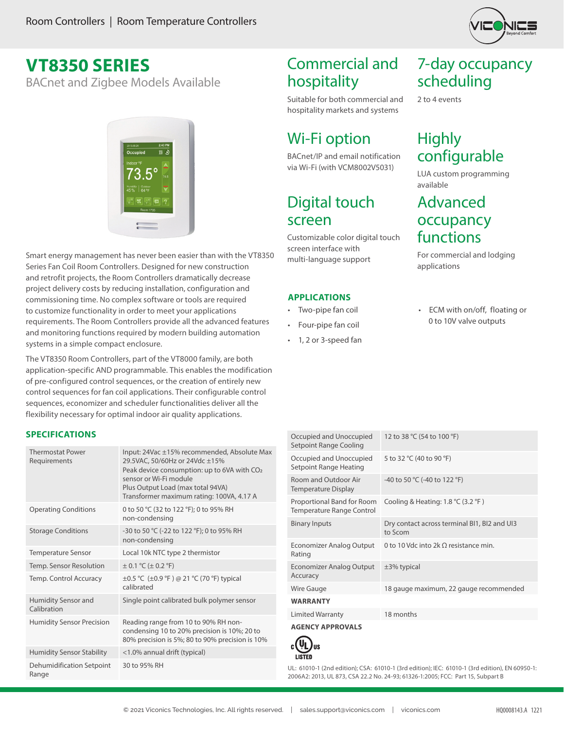Room Controllers | Room Temperature Controllers

# VT8350 SERIES

BACnet and Zigbee Models Available

Smart energy management has never been easier than with the VT8350 Series Fan Coil Room Controllers. Designed for new construction and retrofit projects, the Room Controllers dramatically decrease project delivery costs by reducing installation, configuration and commissioning time. No complex software or tools are required to customize functionality in order to meet your applications requirements. The Room Controllers provide all the advanced features and monitoring functions required by modern building automation systems in a simple compact enclosure.

The VT8350 Room Controllers, part of the VT8000 family, are both application-specific AND programmable. This enables the modification of pre-configured control sequences, or the creation of entirely new control sequences for fan coil applications. Their configurable control sequences, economizer and scheduler functionalities deliver all the flexibility necessary for optimal indoor air quality applications.

## Commercial and hospitality

Suitable for both commercial and hospitality markets and systems

## 7-day occupancy scheduling

2 to 4 events

## Wi-Fi option

BACnet/IP and email notification via Wi-Fi (with VCM8002V5031)

## Highly configurable

LUA custom programming available

## Digital touch screen

Customizable color digital touch screen interface with multi-language support

## Advanced occupancy functions

For commercial and lodging applications

## APPLICATIONS

- Two-pipe fan coil
- Four-pipe fan coil
- 1, 2 or 3-speed fan
- ECM with on/off, floating or 0 to 10V valve outputs

## SPECIFICATIONS

| | |
|---|---|
| Thermostat Power Requirements | Input: 24Vac ±15% recommended, Absolute Max 29.5VAC, 50/60Hz or 24Vdc ±15%<br>Peak device consumption: up to 6VA with $CO_2$ sensor or Wi-Fi module<br>Plus Output Load (max total 94VA)<br>Transformer maximum rating: 100VA, 4.17 A |
| Operating Conditions | 0 to 50 °C (32 to 122 °F); 0 to 95% RH non-condensing |
| Storage Conditions | -30 to 50 °C (-22 to 122 °F); 0 to 95% RH non-condensing |
| Temperature Sensor | Local 10k NTC type 2 thermistor |
| Temp. Sensor Resolution | ± 0.1 °C (± 0.2 °F) |
| Temp. Control Accuracy | ±0.5 °C (±0.9 °F) @ 21 °C (70 °F) typical calibrated |
| Humidity Sensor and Calibration | Single point calibrated bulk polymer sensor |
| Humidity Sensor Precision | Reading range from 10 to 90% RH non-condensing 10 to 20% precision is 10%; 20 to 80% precision is 5%; 80 to 90% precision is 10% |
| Humidity Sensor Stability | <1.0% annual drift (typical) |
| Dehumidification Setpoint Range | 30 to 95% RH |
| Occupied and Unoccupied Setpoint Range Cooling | 12 to 38 °C (54 to 100 °F) |
| Occupied and Unoccupied Setpoint Range Heating | 5 to 32 °C (40 to 90 °F) |
| Room and Outdoor Air Temperature Display | -40 to 50 °C (-40 to 122 °F) |
| Proportional Band for Room Temperature Range Control | Cooling & Heating: 1.8 °C (3.2 °F) |
| Binary Inputs | Dry contact across terminal BI1, BI2 and UI3 to Scom |
| Economizer Analog Output Rating | 0 to 10 Vdc into 2k Ω resistance min. |
| Economizer Analog Output Accuracy | ±3% typical |
| Wire Gauge | 18 gauge maximum, 22 gauge recommended |

**WARRANTY**

| | |
|---|---|
| Limited Warranty | 18 months |

**AGENCY APPROVALS**

c UL us LISTED

UL: 61010-1 (2nd edition); CSA: 61010-1 (3rd edition); IEC: 61010-1 (3rd edition), EN 60950-1: 2006A2: 2013, UL 873, CSA 22.2 No. 24-93; 61326-1:2005; FCC: Part 15, Subpart B

© 2021 Viconics Technologies, Inc. All rights reserved. | sales.support@viconics.com | viconics.com HQ0008143.A 1221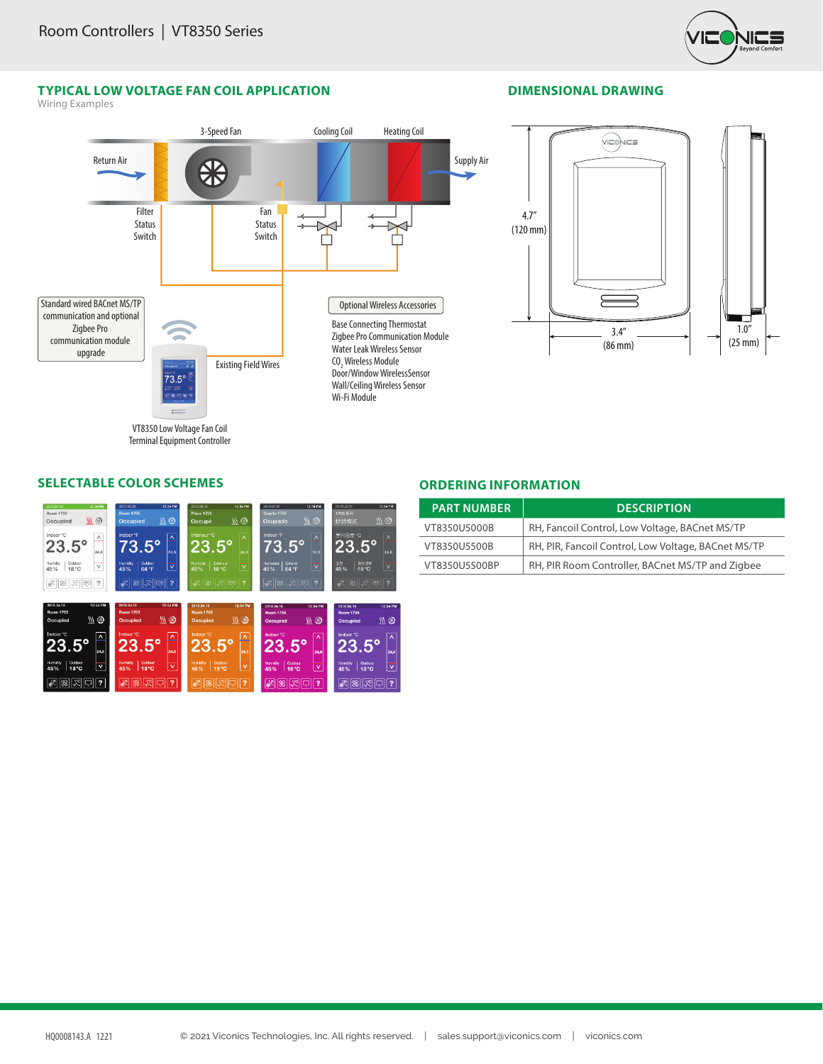## TYPICAL LOW VOLTAGE FAN COIL APPLICATION

Wiring Examples

3-Speed Fan

Cooling Coil

Heating Coil

Return Air

Supply Air

Filter Status Switch

Fan Status Switch

Standard wired BACnet MS/TP communication and optional Zigbee Pro communication module upgrade

Existing Field Wires

VT8350 Low Voltage Fan Coil Terminal Equipment Controller

Optional Wireless Accessories

- Base Connecting Thermostat
- Zigbee Pro Communication Module
- Water Leak Wireless Sensor
- $CO_2$ Wireless Module
- Door/Window WirelessSensor
- Wall/Ceiling Wireless Sensor
- Wi-Fi Module

## DIMENSIONAL DRAWING

4.7" (120 mm)

3.4" (86 mm)

1.0" (25 mm)

## SELECTABLE COLOR SCHEMES

## ORDERING INFORMATION

| PART NUMBER | DESCRIPTION |
|---|---|
| VT8350U5000B | RH, Fancoil Control, Low Voltage, BACnet MS/TP |
| VT8350U5500B | RH, PIR, Fancoil Control, Low Voltage, BACnet MS/TP |
| VT8350U5500BP | RH, PIR Room Controller, BACnet MS/TP and Zigbee |

HQ0008143.A 1221 © 2021 Viconics Technologies, Inc. All rights reserved. | sales.support@viconics.com | viconics.com